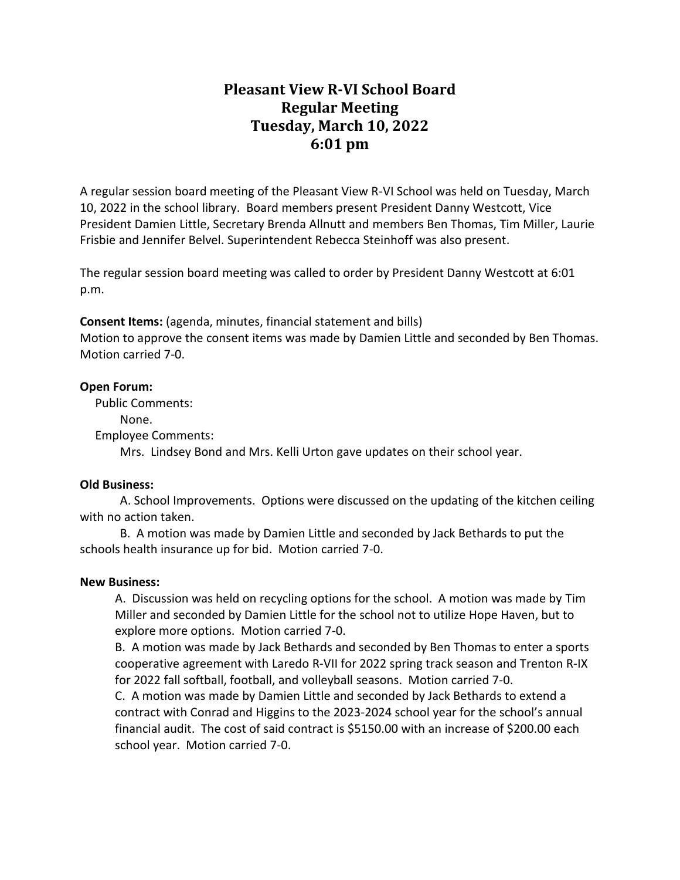# Pleasant View R-VI School Board
# Regular Meeting
# Tuesday, March 10, 2022
# 6:01 pm

A regular session board meeting of the Pleasant View R-VI School was held on Tuesday, March 10, 2022 in the school library. Board members present President Danny Westcott, Vice President Damien Little, Secretary Brenda Allnutt and members Ben Thomas, Tim Miller, Laurie Frisbie and Jennifer Belvel. Superintendent Rebecca Steinhoff was also present.

The regular session board meeting was called to order by President Danny Westcott at 6:01 p.m.

**Consent Items:** (agenda, minutes, financial statement and bills)
Motion to approve the consent items was made by Damien Little and seconded by Ben Thomas. Motion carried 7-0.

**Open Forum:**

Public Comments:

None.

Employee Comments:

Mrs. Lindsey Bond and Mrs. Kelli Urton gave updates on their school year.

**Old Business:**

A. School Improvements. Options were discussed on the updating of the kitchen ceiling with no action taken.

B. A motion was made by Damien Little and seconded by Jack Bethards to put the schools health insurance up for bid. Motion carried 7-0.

**New Business:**

A. Discussion was held on recycling options for the school. A motion was made by Tim Miller and seconded by Damien Little for the school not to utilize Hope Haven, but to explore more options. Motion carried 7-0.

B. A motion was made by Jack Bethards and seconded by Ben Thomas to enter a sports cooperative agreement with Laredo R-VII for 2022 spring track season and Trenton R-IX for 2022 fall softball, football, and volleyball seasons. Motion carried 7-0.

C. A motion was made by Damien Little and seconded by Jack Bethards to extend a contract with Conrad and Higgins to the 2023-2024 school year for the school's annual financial audit. The cost of said contract is $5150.00 with an increase of $200.00 each school year. Motion carried 7-0.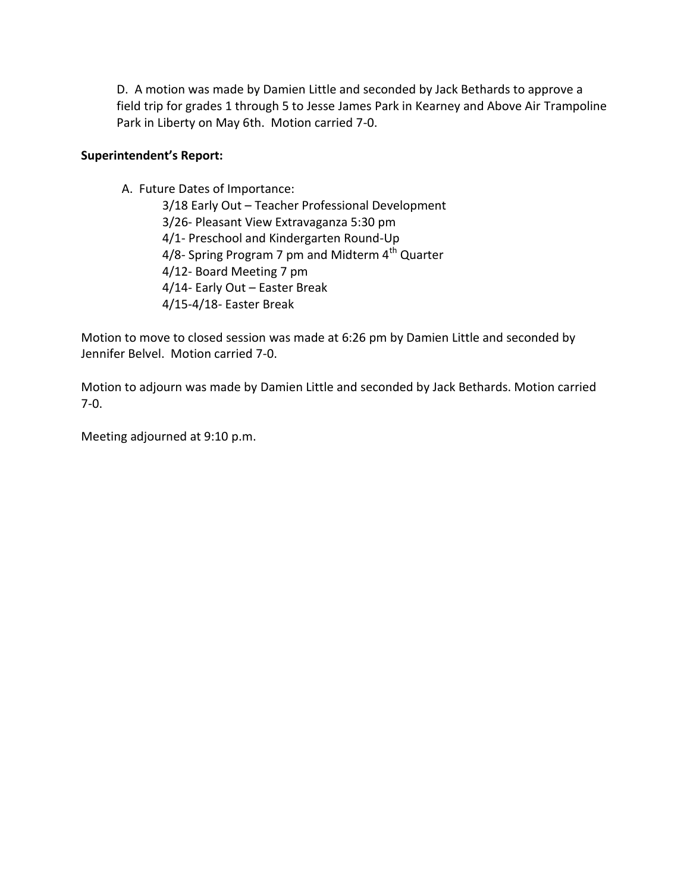D. A motion was made by Damien Little and seconded by Jack Bethards to approve a field trip for grades 1 through 5 to Jesse James Park in Kearney and Above Air Trampoline Park in Liberty on May 6th. Motion carried 7-0.

**Superintendent's Report:**

A. Future Dates of Importance:
   - 3/18 Early Out – Teacher Professional Development
   - 3/26- Pleasant View Extravaganza 5:30 pm
   - 4/1- Preschool and Kindergarten Round-Up
   - 4/8- Spring Program 7 pm and Midterm 4th Quarter
   - 4/12- Board Meeting 7 pm
   - 4/14- Early Out – Easter Break
   - 4/15-4/18- Easter Break

Motion to move to closed session was made at 6:26 pm by Damien Little and seconded by Jennifer Belvel. Motion carried 7-0.

Motion to adjourn was made by Damien Little and seconded by Jack Bethards. Motion carried 7-0.

Meeting adjourned at 9:10 p.m.